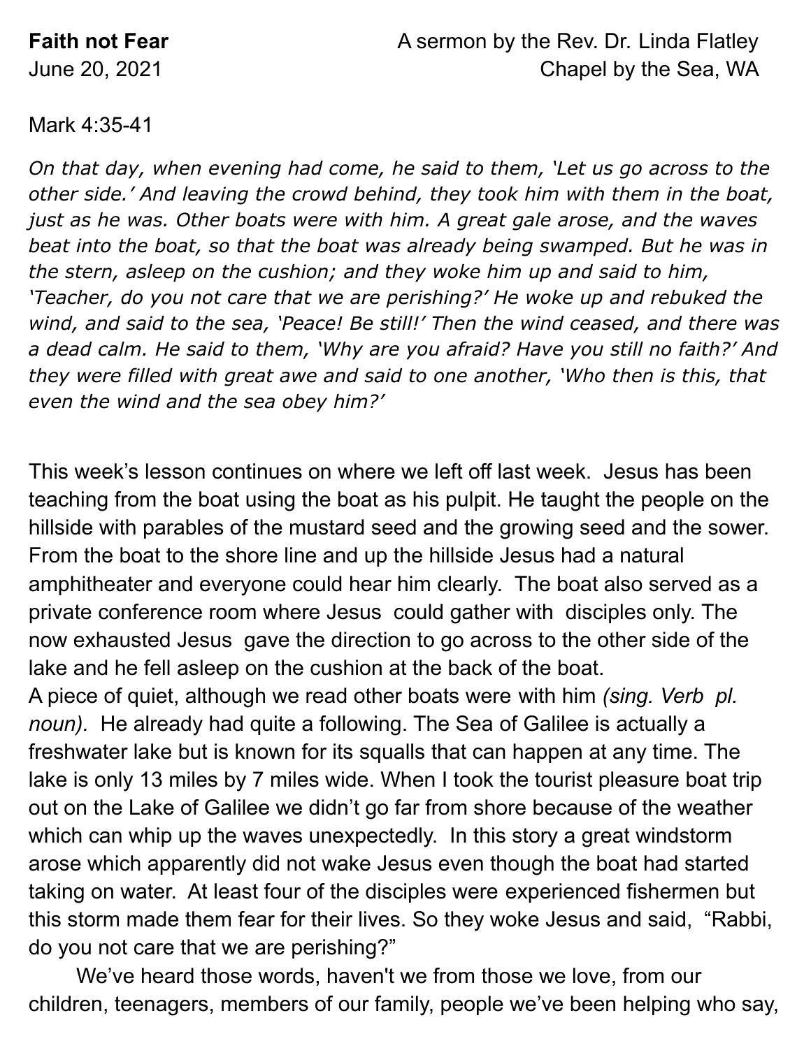**Faith not Fear** A sermon by the Rev. Dr. Linda Flatley
June 20, 2021 Chapel by the Sea, WA

Mark 4:35-41

*On that day, when evening had come, he said to them, 'Let us go across to the other side.' And leaving the crowd behind, they took him with them in the boat, just as he was. Other boats were with him. A great gale arose, and the waves beat into the boat, so that the boat was already being swamped. But he was in the stern, asleep on the cushion; and they woke him up and said to him, 'Teacher, do you not care that we are perishing?' He woke up and rebuked the wind, and said to the sea, 'Peace! Be still!' Then the wind ceased, and there was a dead calm. He said to them, 'Why are you afraid? Have you still no faith?' And they were filled with great awe and said to one another, 'Who then is this, that even the wind and the sea obey him?'*

This week's lesson continues on where we left off last week. Jesus has been teaching from the boat using the boat as his pulpit. He taught the people on the hillside with parables of the mustard seed and the growing seed and the sower. From the boat to the shore line and up the hillside Jesus had a natural amphitheater and everyone could hear him clearly. The boat also served as a private conference room where Jesus could gather with disciples only. The now exhausted Jesus gave the direction to go across to the other side of the lake and he fell asleep on the cushion at the back of the boat.
A piece of quiet, although we read other boats were with him *(sing. Verb pl. noun).* He already had quite a following. The Sea of Galilee is actually a freshwater lake but is known for its squalls that can happen at any time. The lake is only 13 miles by 7 miles wide. When I took the tourist pleasure boat trip out on the Lake of Galilee we didn't go far from shore because of the weather which can whip up the waves unexpectedly. In this story a great windstorm arose which apparently did not wake Jesus even though the boat had started taking on water. At least four of the disciples were experienced fishermen but this storm made them fear for their lives. So they woke Jesus and said, "Rabbi, do you not care that we are perishing?"

We've heard those words, haven't we from those we love, from our children, teenagers, members of our family, people we've been helping who say,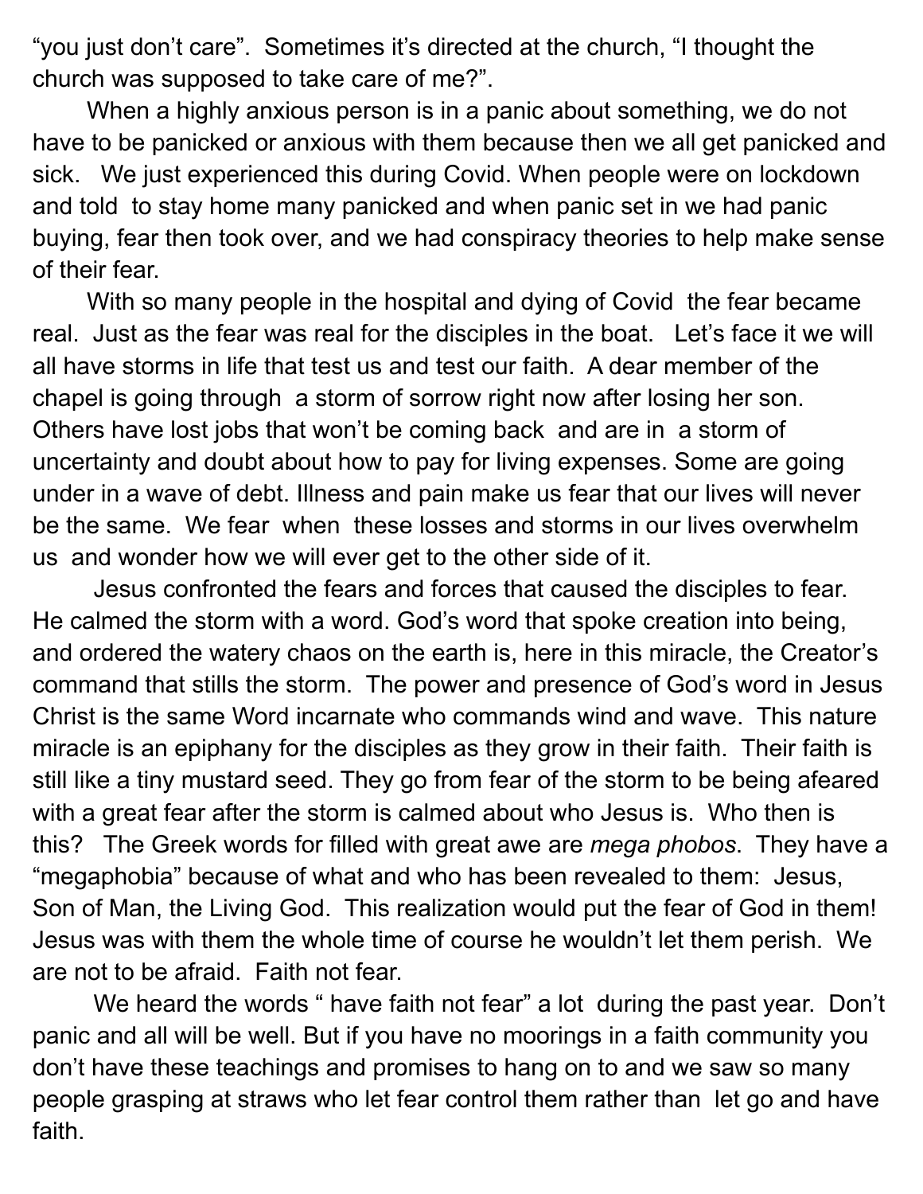"you just don't care". Sometimes it's directed at the church, "I thought the church was supposed to take care of me?".

When a highly anxious person is in a panic about something, we do not have to be panicked or anxious with them because then we all get panicked and sick. We just experienced this during Covid. When people were on lockdown and told to stay home many panicked and when panic set in we had panic buying, fear then took over, and we had conspiracy theories to help make sense of their fear.

With so many people in the hospital and dying of Covid the fear became real. Just as the fear was real for the disciples in the boat. Let's face it we will all have storms in life that test us and test our faith. A dear member of the chapel is going through a storm of sorrow right now after losing her son. Others have lost jobs that won't be coming back and are in a storm of uncertainty and doubt about how to pay for living expenses. Some are going under in a wave of debt. Illness and pain make us fear that our lives will never be the same. We fear when these losses and storms in our lives overwhelm us and wonder how we will ever get to the other side of it.

Jesus confronted the fears and forces that caused the disciples to fear. He calmed the storm with a word. God's word that spoke creation into being, and ordered the watery chaos on the earth is, here in this miracle, the Creator's command that stills the storm. The power and presence of God's word in Jesus Christ is the same Word incarnate who commands wind and wave. This nature miracle is an epiphany for the disciples as they grow in their faith. Their faith is still like a tiny mustard seed. They go from fear of the storm to be being afeared with a great fear after the storm is calmed about who Jesus is. Who then is this? The Greek words for filled with great awe are *mega phobos*. They have a "megaphobia" because of what and who has been revealed to them: Jesus, Son of Man, the Living God. This realization would put the fear of God in them! Jesus was with them the whole time of course he wouldn't let them perish. We are not to be afraid. Faith not fear.

We heard the words " have faith not fear" a lot during the past year. Don't panic and all will be well. But if you have no moorings in a faith community you don't have these teachings and promises to hang on to and we saw so many people grasping at straws who let fear control them rather than let go and have faith.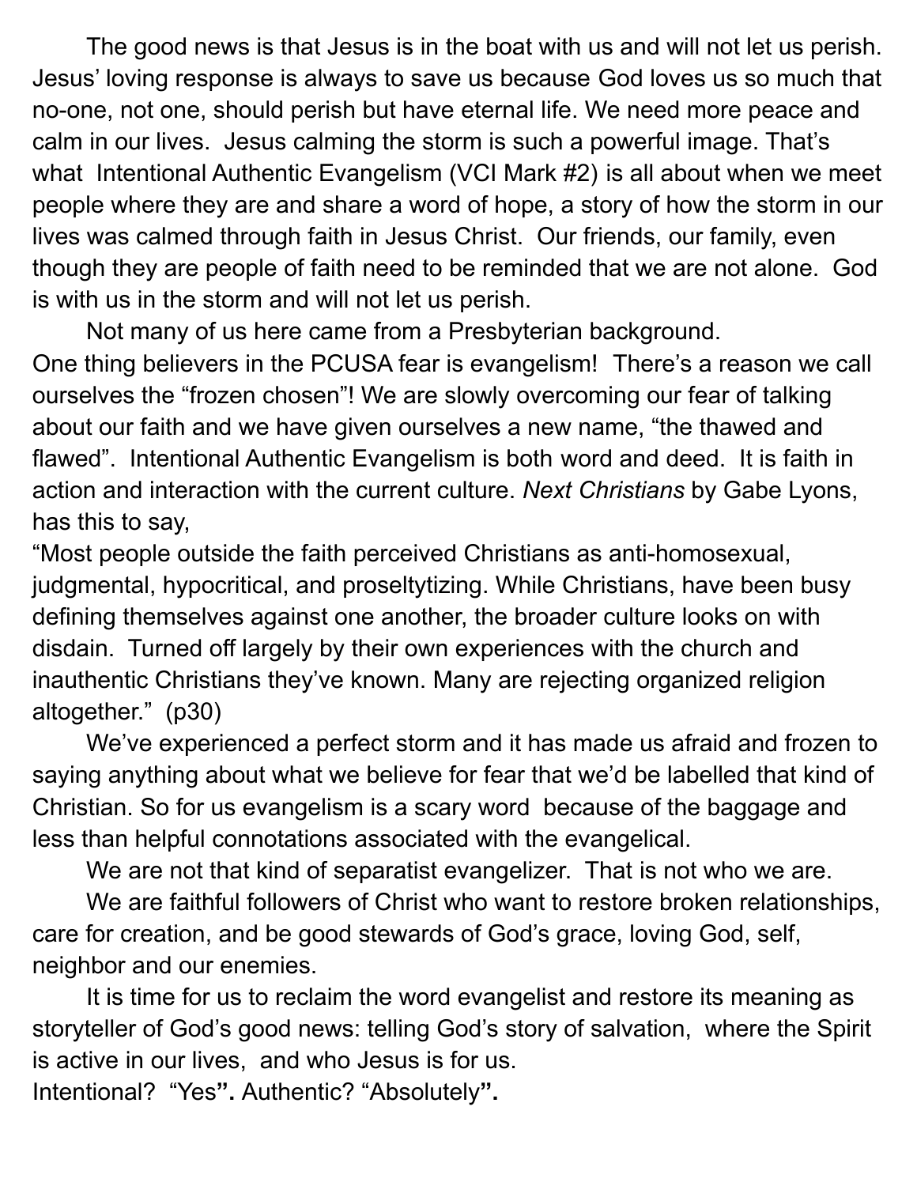The good news is that Jesus is in the boat with us and will not let us perish. Jesus' loving response is always to save us because God loves us so much that no-one, not one, should perish but have eternal life. We need more peace and calm in our lives. Jesus calming the storm is such a powerful image. That's what Intentional Authentic Evangelism (VCI Mark #2) is all about when we meet people where they are and share a word of hope, a story of how the storm in our lives was calmed through faith in Jesus Christ. Our friends, our family, even though they are people of faith need to be reminded that we are not alone. God is with us in the storm and will not let us perish.

Not many of us here came from a Presbyterian background. One thing believers in the PCUSA fear is evangelism! There's a reason we call ourselves the "frozen chosen"! We are slowly overcoming our fear of talking about our faith and we have given ourselves a new name, "the thawed and flawed". Intentional Authentic Evangelism is both word and deed. It is faith in action and interaction with the current culture. *Next Christians* by Gabe Lyons, has this to say,

"Most people outside the faith perceived Christians as anti-homosexual, judgmental, hypocritical, and proseltytizing. While Christians, have been busy defining themselves against one another, the broader culture looks on with disdain. Turned off largely by their own experiences with the church and inauthentic Christians they've known. Many are rejecting organized religion altogether." (p30)

We've experienced a perfect storm and it has made us afraid and frozen to saying anything about what we believe for fear that we'd be labelled that kind of Christian. So for us evangelism is a scary word because of the baggage and less than helpful connotations associated with the evangelical.

We are not that kind of separatist evangelizer. That is not who we are.

We are faithful followers of Christ who want to restore broken relationships, care for creation, and be good stewards of God's grace, loving God, self, neighbor and our enemies.

It is time for us to reclaim the word evangelist and restore its meaning as storyteller of God's good news: telling God's story of salvation, where the Spirit is active in our lives, and who Jesus is for us.

Intentional? "Yes**".** Authentic? "Absolutely**".**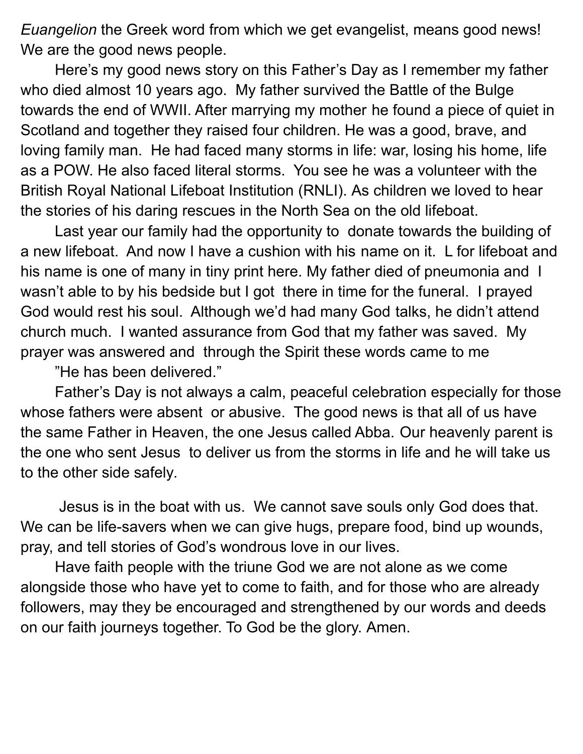*Euangelion* the Greek word from which we get evangelist, means good news! We are the good news people.

Here's my good news story on this Father's Day as I remember my father who died almost 10 years ago. My father survived the Battle of the Bulge towards the end of WWII. After marrying my mother he found a piece of quiet in Scotland and together they raised four children. He was a good, brave, and loving family man. He had faced many storms in life: war, losing his home, life as a POW. He also faced literal storms. You see he was a volunteer with the British Royal National Lifeboat Institution (RNLI). As children we loved to hear the stories of his daring rescues in the North Sea on the old lifeboat.

Last year our family had the opportunity to donate towards the building of a new lifeboat. And now I have a cushion with his name on it. L for lifeboat and his name is one of many in tiny print here. My father died of pneumonia and I wasn't able to by his bedside but I got there in time for the funeral. I prayed God would rest his soul. Although we'd had many God talks, he didn't attend church much. I wanted assurance from God that my father was saved. My prayer was answered and through the Spirit these words came to me

"He has been delivered."

Father's Day is not always a calm, peaceful celebration especially for those whose fathers were absent or abusive. The good news is that all of us have the same Father in Heaven, the one Jesus called Abba. Our heavenly parent is the one who sent Jesus to deliver us from the storms in life and he will take us to the other side safely.

Jesus is in the boat with us. We cannot save souls only God does that. We can be life-savers when we can give hugs, prepare food, bind up wounds, pray, and tell stories of God's wondrous love in our lives.

Have faith people with the triune God we are not alone as we come alongside those who have yet to come to faith, and for those who are already followers, may they be encouraged and strengthened by our words and deeds on our faith journeys together. To God be the glory. Amen.